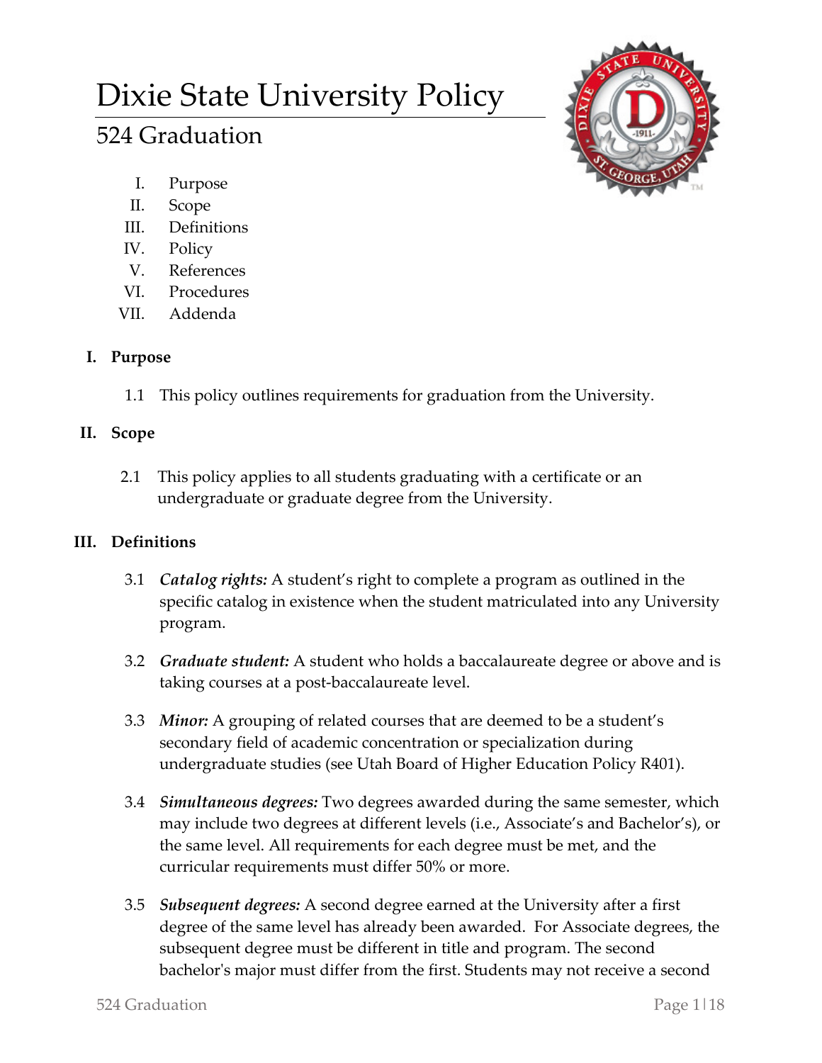# Dixie State University Policy

## 524 Graduation

I. Purpose
II. Scope
III. Definitions
IV. Policy
V. References
VI. Procedures
VII. Addenda

### I. Purpose

1.1 This policy outlines requirements for graduation from the University.

### II. Scope

2.1 This policy applies to all students graduating with a certificate or an undergraduate or graduate degree from the University.

### III. Definitions

3.1 ***Catalog rights:*** A student's right to complete a program as outlined in the specific catalog in existence when the student matriculated into any University program.

3.2 ***Graduate student:*** A student who holds a baccalaureate degree or above and is taking courses at a post-baccalaureate level.

3.3 ***Minor:*** A grouping of related courses that are deemed to be a student's secondary field of academic concentration or specialization during undergraduate studies (see Utah Board of Higher Education Policy R401).

3.4 ***Simultaneous degrees:*** Two degrees awarded during the same semester, which may include two degrees at different levels (i.e., Associate's and Bachelor's), or the same level. All requirements for each degree must be met, and the curricular requirements must differ 50% or more.

3.5 ***Subsequent degrees:*** A second degree earned at the University after a first degree of the same level has already been awarded. For Associate degrees, the subsequent degree must be different in title and program. The second bachelor's major must differ from the first. Students may not receive a second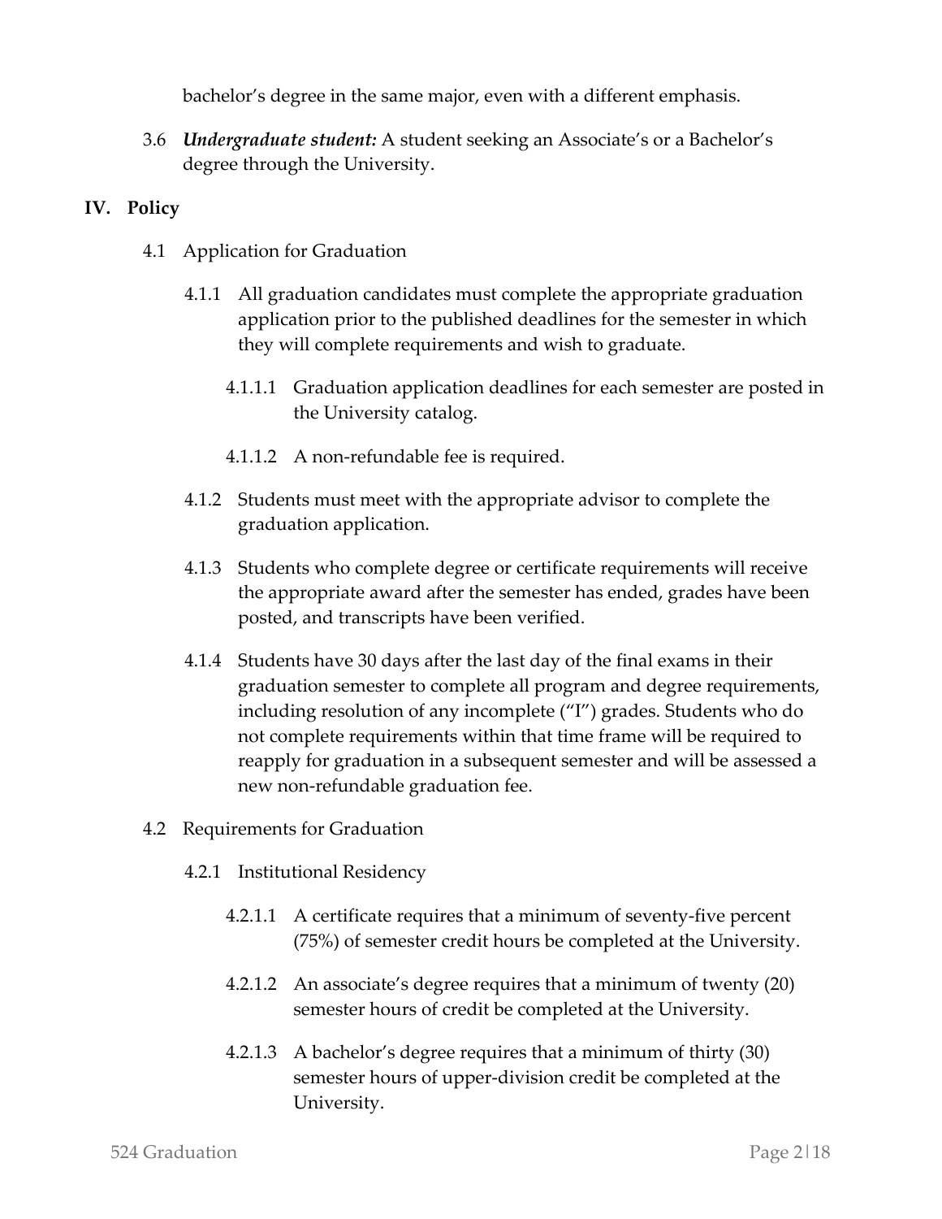bachelor's degree in the same major, even with a different emphasis.

3.6 ***Undergraduate student:*** A student seeking an Associate's or a Bachelor's degree through the University.

## IV. Policy

4.1 Application for Graduation

4.1.1 All graduation candidates must complete the appropriate graduation application prior to the published deadlines for the semester in which they will complete requirements and wish to graduate.

4.1.1.1 Graduation application deadlines for each semester are posted in the University catalog.

4.1.1.2 A non-refundable fee is required.

4.1.2 Students must meet with the appropriate advisor to complete the graduation application.

4.1.3 Students who complete degree or certificate requirements will receive the appropriate award after the semester has ended, grades have been posted, and transcripts have been verified.

4.1.4 Students have 30 days after the last day of the final exams in their graduation semester to complete all program and degree requirements, including resolution of any incomplete ("I") grades. Students who do not complete requirements within that time frame will be required to reapply for graduation in a subsequent semester and will be assessed a new non-refundable graduation fee.

4.2 Requirements for Graduation

4.2.1 Institutional Residency

4.2.1.1 A certificate requires that a minimum of seventy-five percent (75%) of semester credit hours be completed at the University.

4.2.1.2 An associate's degree requires that a minimum of twenty (20) semester hours of credit be completed at the University.

4.2.1.3 A bachelor's degree requires that a minimum of thirty (30) semester hours of upper-division credit be completed at the University.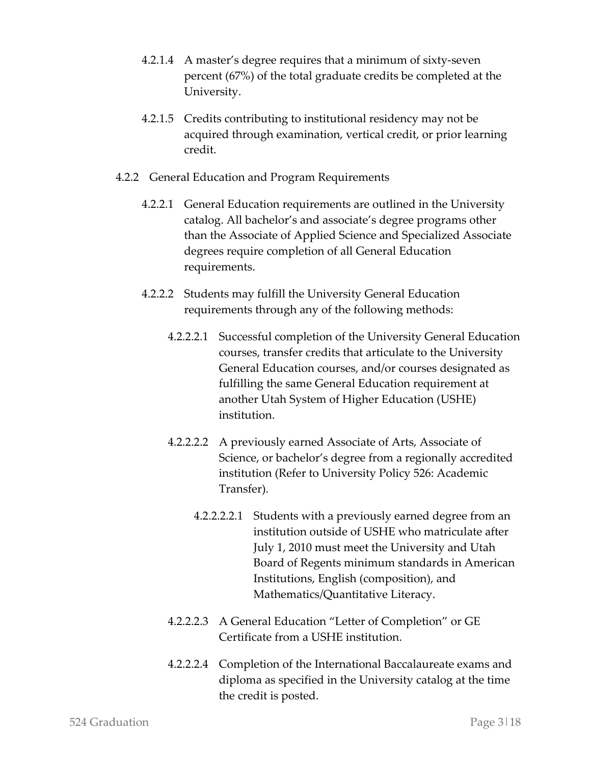4.2.1.4 A master's degree requires that a minimum of sixty-seven percent (67%) of the total graduate credits be completed at the University.

4.2.1.5 Credits contributing to institutional residency may not be acquired through examination, vertical credit, or prior learning credit.

4.2.2 General Education and Program Requirements

4.2.2.1 General Education requirements are outlined in the University catalog. All bachelor's and associate's degree programs other than the Associate of Applied Science and Specialized Associate degrees require completion of all General Education requirements.

4.2.2.2 Students may fulfill the University General Education requirements through any of the following methods:

4.2.2.2.1 Successful completion of the University General Education courses, transfer credits that articulate to the University General Education courses, and/or courses designated as fulfilling the same General Education requirement at another Utah System of Higher Education (USHE) institution.

4.2.2.2.2 A previously earned Associate of Arts, Associate of Science, or bachelor's degree from a regionally accredited institution (Refer to University Policy 526: Academic Transfer).

4.2.2.2.2.1 Students with a previously earned degree from an institution outside of USHE who matriculate after July 1, 2010 must meet the University and Utah Board of Regents minimum standards in American Institutions, English (composition), and Mathematics/Quantitative Literacy.

4.2.2.2.3 A General Education "Letter of Completion" or GE Certificate from a USHE institution.

4.2.2.2.4 Completion of the International Baccalaureate exams and diploma as specified in the University catalog at the time the credit is posted.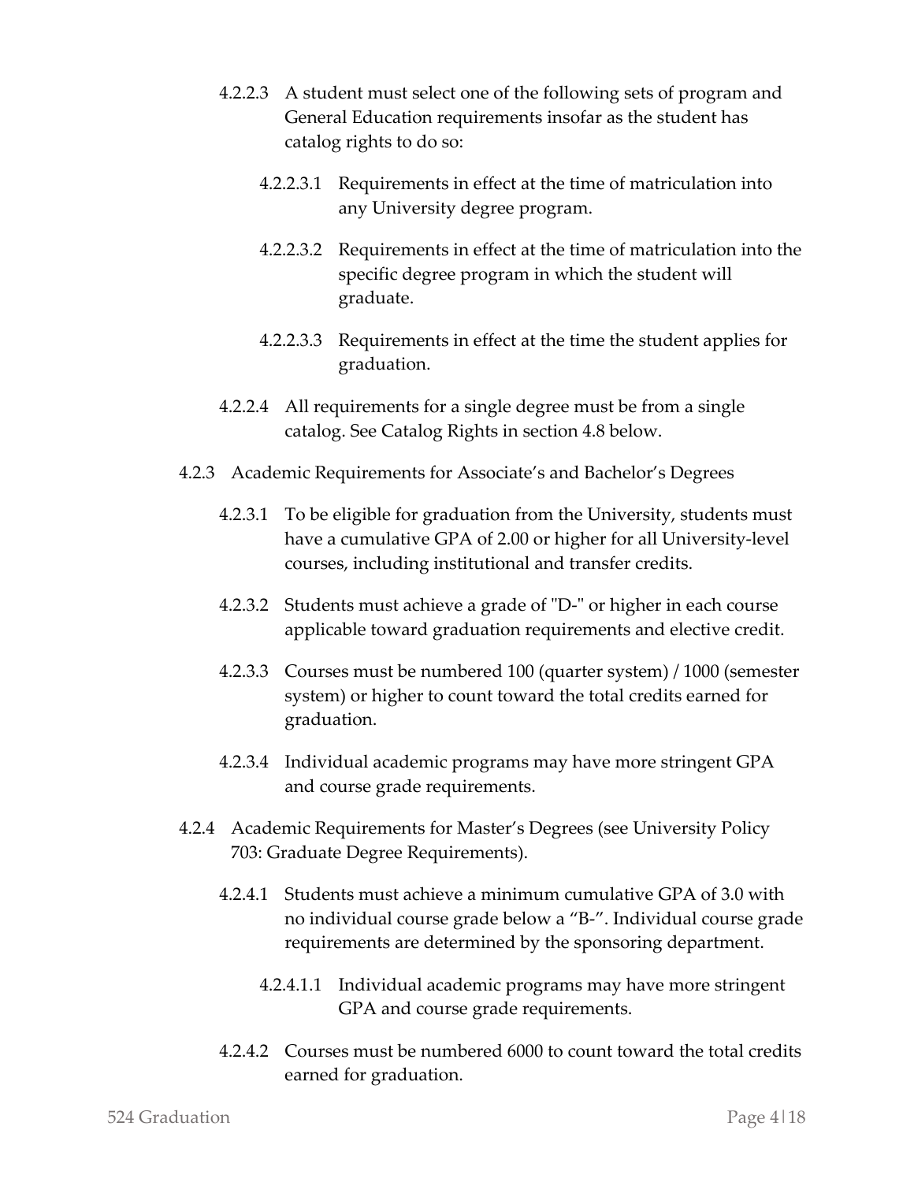4.2.2.3 A student must select one of the following sets of program and General Education requirements insofar as the student has catalog rights to do so:

4.2.2.3.1 Requirements in effect at the time of matriculation into any University degree program.

4.2.2.3.2 Requirements in effect at the time of matriculation into the specific degree program in which the student will graduate.

4.2.2.3.3 Requirements in effect at the time the student applies for graduation.

4.2.2.4 All requirements for a single degree must be from a single catalog. See Catalog Rights in section 4.8 below.

4.2.3 Academic Requirements for Associate's and Bachelor's Degrees

4.2.3.1 To be eligible for graduation from the University, students must have a cumulative GPA of 2.00 or higher for all University-level courses, including institutional and transfer credits.

4.2.3.2 Students must achieve a grade of "D-" or higher in each course applicable toward graduation requirements and elective credit.

4.2.3.3 Courses must be numbered 100 (quarter system) / 1000 (semester system) or higher to count toward the total credits earned for graduation.

4.2.3.4 Individual academic programs may have more stringent GPA and course grade requirements.

4.2.4 Academic Requirements for Master's Degrees (see University Policy 703: Graduate Degree Requirements).

4.2.4.1 Students must achieve a minimum cumulative GPA of 3.0 with no individual course grade below a "B-". Individual course grade requirements are determined by the sponsoring department.

4.2.4.1.1 Individual academic programs may have more stringent GPA and course grade requirements.

4.2.4.2 Courses must be numbered 6000 to count toward the total credits earned for graduation.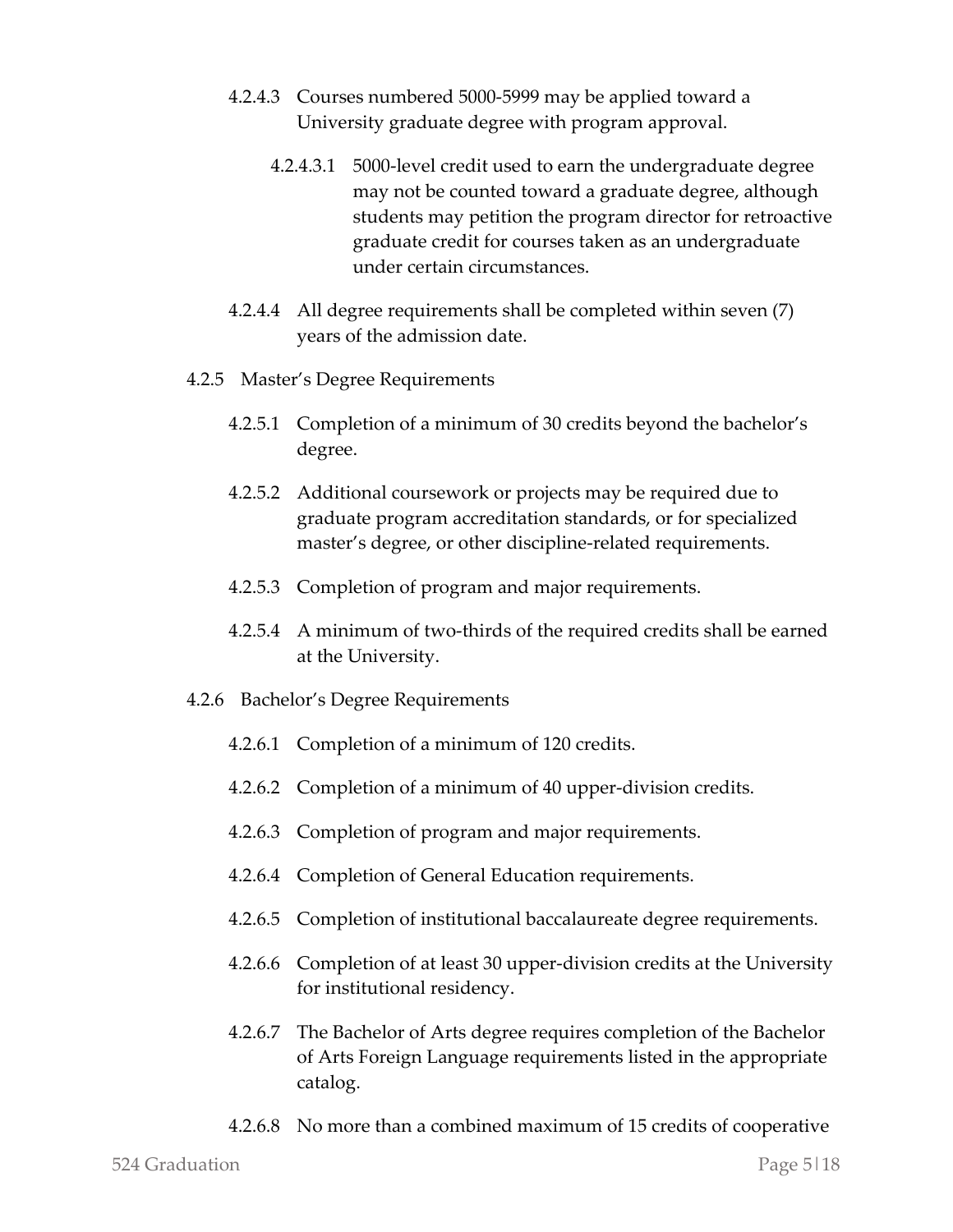4.2.4.3 Courses numbered 5000-5999 may be applied toward a University graduate degree with program approval.

4.2.4.3.1 5000-level credit used to earn the undergraduate degree may not be counted toward a graduate degree, although students may petition the program director for retroactive graduate credit for courses taken as an undergraduate under certain circumstances.

4.2.4.4 All degree requirements shall be completed within seven (7) years of the admission date.

4.2.5 Master's Degree Requirements

4.2.5.1 Completion of a minimum of 30 credits beyond the bachelor's degree.

4.2.5.2 Additional coursework or projects may be required due to graduate program accreditation standards, or for specialized master's degree, or other discipline-related requirements.

4.2.5.3 Completion of program and major requirements.

4.2.5.4 A minimum of two-thirds of the required credits shall be earned at the University.

4.2.6 Bachelor's Degree Requirements

4.2.6.1 Completion of a minimum of 120 credits.

4.2.6.2 Completion of a minimum of 40 upper-division credits.

4.2.6.3 Completion of program and major requirements.

4.2.6.4 Completion of General Education requirements.

4.2.6.5 Completion of institutional baccalaureate degree requirements.

4.2.6.6 Completion of at least 30 upper-division credits at the University for institutional residency.

4.2.6.7 The Bachelor of Arts degree requires completion of the Bachelor of Arts Foreign Language requirements listed in the appropriate catalog.

4.2.6.8 No more than a combined maximum of 15 credits of cooperative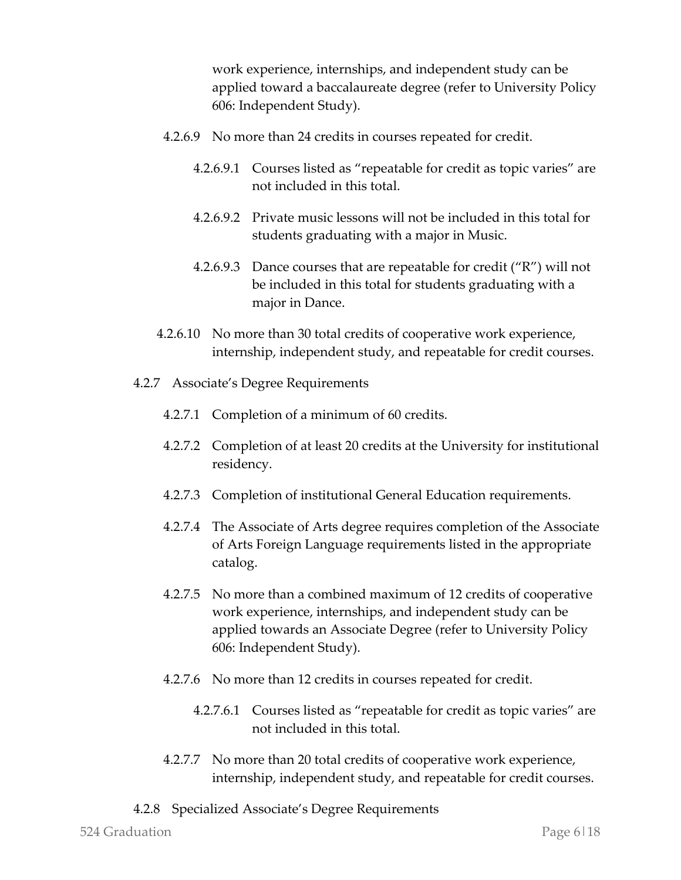work experience, internships, and independent study can be applied toward a baccalaureate degree (refer to University Policy 606: Independent Study).

4.2.6.9 No more than 24 credits in courses repeated for credit.

4.2.6.9.1 Courses listed as "repeatable for credit as topic varies" are not included in this total.

4.2.6.9.2 Private music lessons will not be included in this total for students graduating with a major in Music.

4.2.6.9.3 Dance courses that are repeatable for credit ("R") will not be included in this total for students graduating with a major in Dance.

4.2.6.10 No more than 30 total credits of cooperative work experience, internship, independent study, and repeatable for credit courses.

4.2.7 Associate's Degree Requirements

4.2.7.1 Completion of a minimum of 60 credits.

4.2.7.2 Completion of at least 20 credits at the University for institutional residency.

4.2.7.3 Completion of institutional General Education requirements.

4.2.7.4 The Associate of Arts degree requires completion of the Associate of Arts Foreign Language requirements listed in the appropriate catalog.

4.2.7.5 No more than a combined maximum of 12 credits of cooperative work experience, internships, and independent study can be applied towards an Associate Degree (refer to University Policy 606: Independent Study).

4.2.7.6 No more than 12 credits in courses repeated for credit.

4.2.7.6.1 Courses listed as "repeatable for credit as topic varies" are not included in this total.

4.2.7.7 No more than 20 total credits of cooperative work experience, internship, independent study, and repeatable for credit courses.

4.2.8 Specialized Associate's Degree Requirements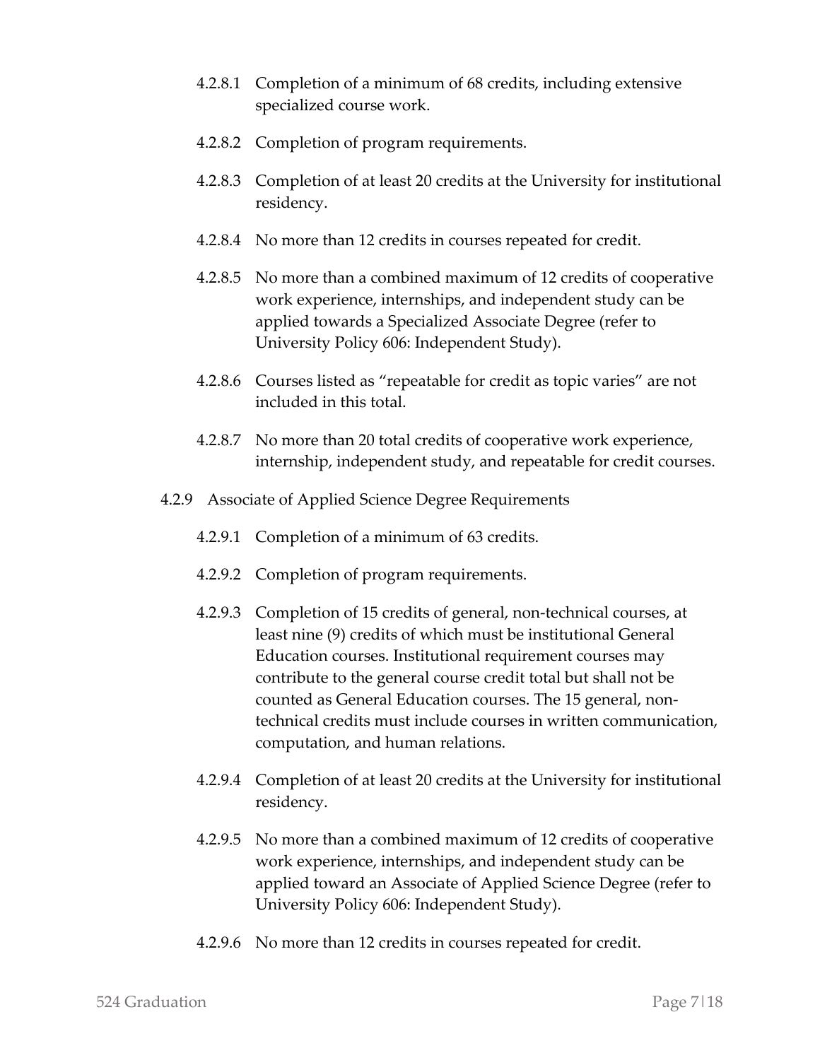4.2.8.1 Completion of a minimum of 68 credits, including extensive specialized course work.

4.2.8.2 Completion of program requirements.

4.2.8.3 Completion of at least 20 credits at the University for institutional residency.

4.2.8.4 No more than 12 credits in courses repeated for credit.

4.2.8.5 No more than a combined maximum of 12 credits of cooperative work experience, internships, and independent study can be applied towards a Specialized Associate Degree (refer to University Policy 606: Independent Study).

4.2.8.6 Courses listed as "repeatable for credit as topic varies" are not included in this total.

4.2.8.7 No more than 20 total credits of cooperative work experience, internship, independent study, and repeatable for credit courses.

4.2.9 Associate of Applied Science Degree Requirements

4.2.9.1 Completion of a minimum of 63 credits.

4.2.9.2 Completion of program requirements.

4.2.9.3 Completion of 15 credits of general, non-technical courses, at least nine (9) credits of which must be institutional General Education courses. Institutional requirement courses may contribute to the general course credit total but shall not be counted as General Education courses. The 15 general, non-technical credits must include courses in written communication, computation, and human relations.

4.2.9.4 Completion of at least 20 credits at the University for institutional residency.

4.2.9.5 No more than a combined maximum of 12 credits of cooperative work experience, internships, and independent study can be applied toward an Associate of Applied Science Degree (refer to University Policy 606: Independent Study).

4.2.9.6 No more than 12 credits in courses repeated for credit.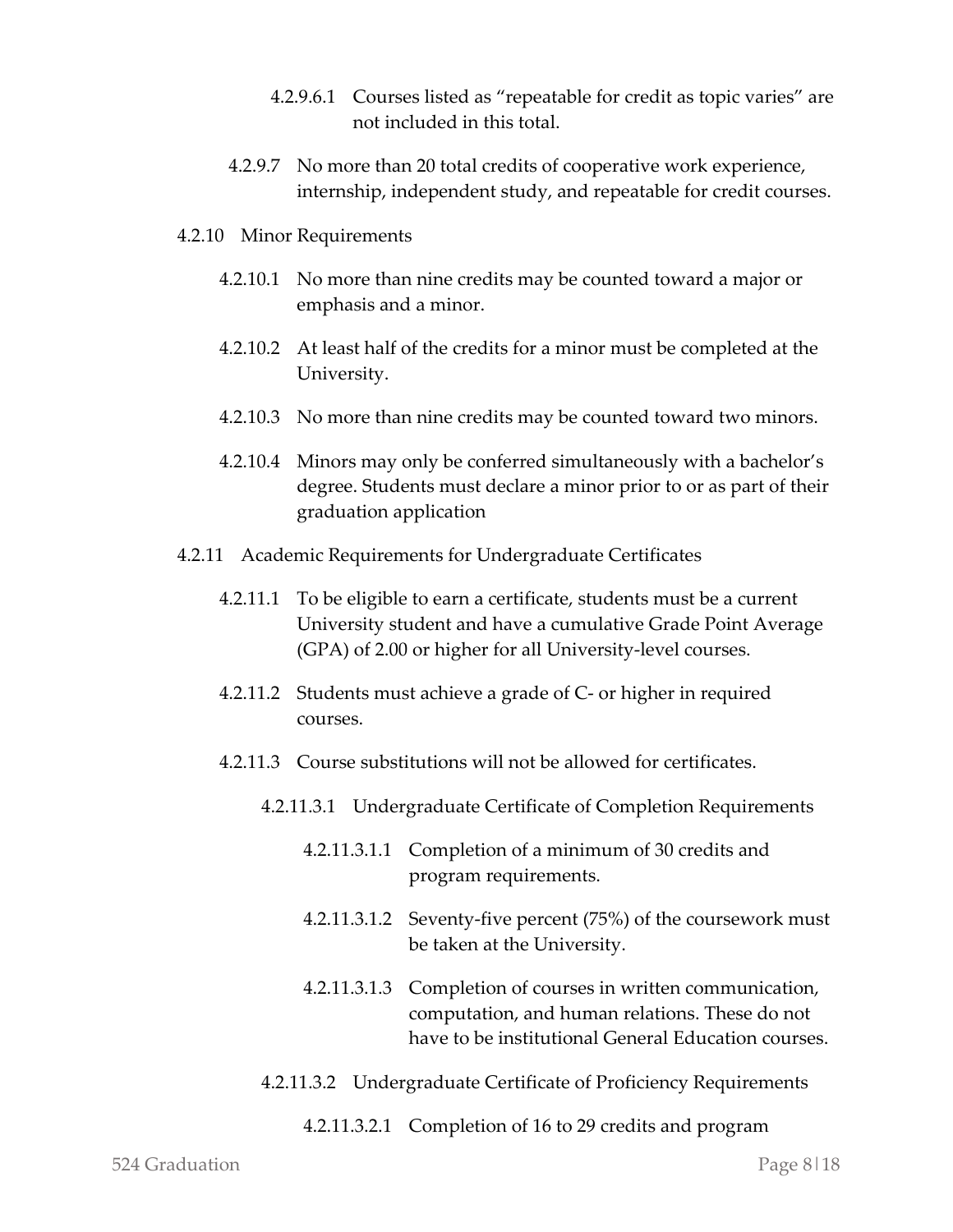4.2.9.6.1 Courses listed as "repeatable for credit as topic varies" are not included in this total.

4.2.9.7 No more than 20 total credits of cooperative work experience, internship, independent study, and repeatable for credit courses.

4.2.10 Minor Requirements

4.2.10.1 No more than nine credits may be counted toward a major or emphasis and a minor.

4.2.10.2 At least half of the credits for a minor must be completed at the University.

4.2.10.3 No more than nine credits may be counted toward two minors.

4.2.10.4 Minors may only be conferred simultaneously with a bachelor's degree. Students must declare a minor prior to or as part of their graduation application

4.2.11 Academic Requirements for Undergraduate Certificates

4.2.11.1 To be eligible to earn a certificate, students must be a current University student and have a cumulative Grade Point Average (GPA) of 2.00 or higher for all University-level courses.

4.2.11.2 Students must achieve a grade of C- or higher in required courses.

4.2.11.3 Course substitutions will not be allowed for certificates.

4.2.11.3.1 Undergraduate Certificate of Completion Requirements

4.2.11.3.1.1 Completion of a minimum of 30 credits and program requirements.

4.2.11.3.1.2 Seventy-five percent (75%) of the coursework must be taken at the University.

4.2.11.3.1.3 Completion of courses in written communication, computation, and human relations. These do not have to be institutional General Education courses.

4.2.11.3.2 Undergraduate Certificate of Proficiency Requirements

4.2.11.3.2.1 Completion of 16 to 29 credits and program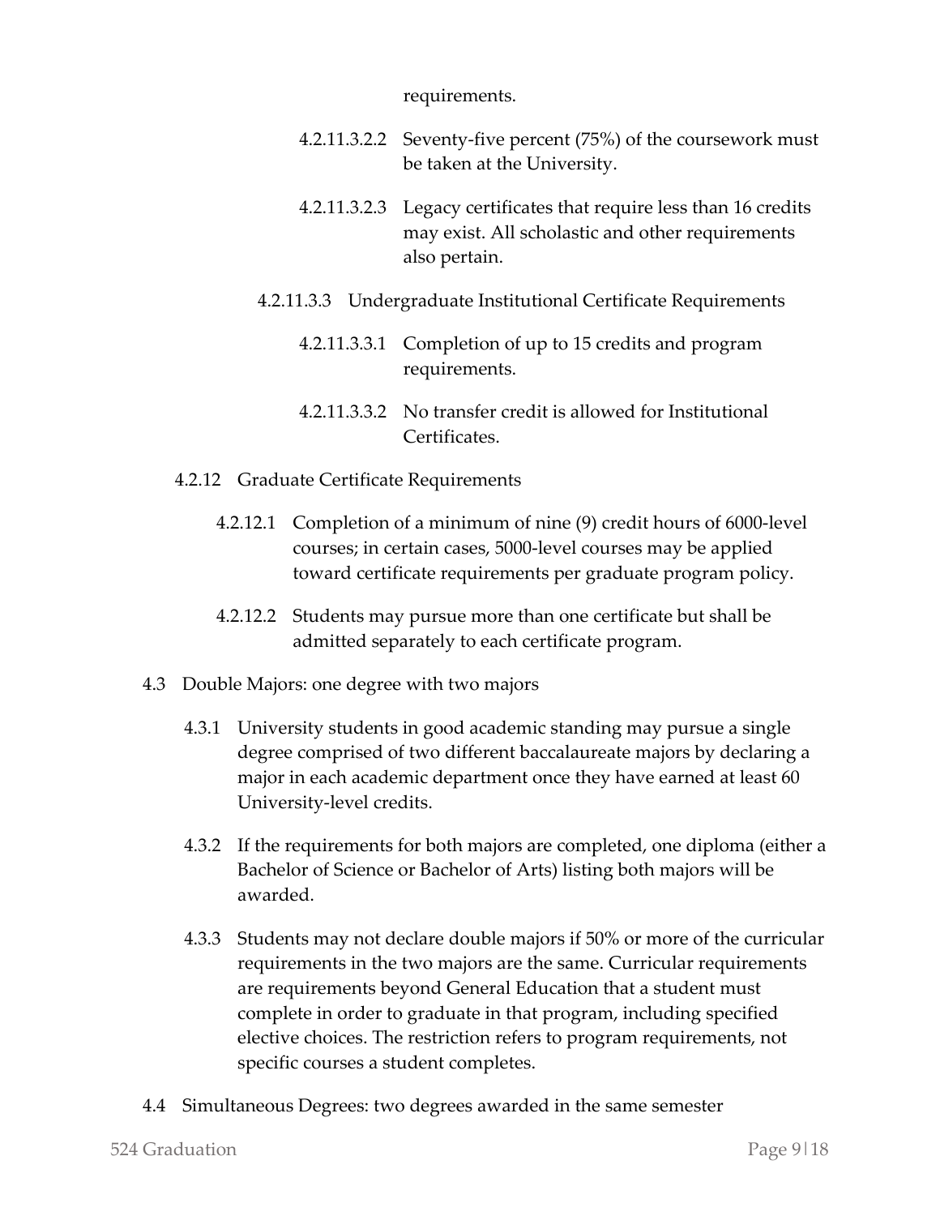requirements.

4.2.11.3.2.2 Seventy-five percent (75%) of the coursework must be taken at the University.

4.2.11.3.2.3 Legacy certificates that require less than 16 credits may exist. All scholastic and other requirements also pertain.

4.2.11.3.3 Undergraduate Institutional Certificate Requirements

4.2.11.3.3.1 Completion of up to 15 credits and program requirements.

4.2.11.3.3.2 No transfer credit is allowed for Institutional Certificates.

4.2.12 Graduate Certificate Requirements

4.2.12.1 Completion of a minimum of nine (9) credit hours of 6000-level courses; in certain cases, 5000-level courses may be applied toward certificate requirements per graduate program policy.

4.2.12.2 Students may pursue more than one certificate but shall be admitted separately to each certificate program.

4.3 Double Majors: one degree with two majors

4.3.1 University students in good academic standing may pursue a single degree comprised of two different baccalaureate majors by declaring a major in each academic department once they have earned at least 60 University-level credits.

4.3.2 If the requirements for both majors are completed, one diploma (either a Bachelor of Science or Bachelor of Arts) listing both majors will be awarded.

4.3.3 Students may not declare double majors if 50% or more of the curricular requirements in the two majors are the same. Curricular requirements are requirements beyond General Education that a student must complete in order to graduate in that program, including specified elective choices. The restriction refers to program requirements, not specific courses a student completes.

4.4 Simultaneous Degrees: two degrees awarded in the same semester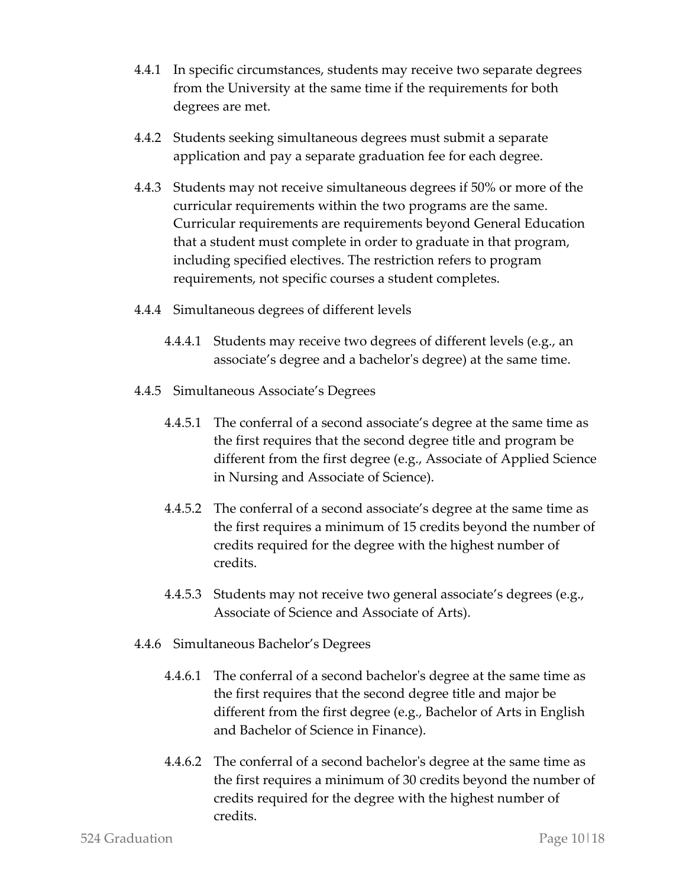4.4.1 In specific circumstances, students may receive two separate degrees from the University at the same time if the requirements for both degrees are met.

4.4.2 Students seeking simultaneous degrees must submit a separate application and pay a separate graduation fee for each degree.

4.4.3 Students may not receive simultaneous degrees if 50% or more of the curricular requirements within the two programs are the same. Curricular requirements are requirements beyond General Education that a student must complete in order to graduate in that program, including specified electives. The restriction refers to program requirements, not specific courses a student completes.

4.4.4 Simultaneous degrees of different levels

4.4.4.1 Students may receive two degrees of different levels (e.g., an associate's degree and a bachelor's degree) at the same time.

4.4.5 Simultaneous Associate's Degrees

4.4.5.1 The conferral of a second associate's degree at the same time as the first requires that the second degree title and program be different from the first degree (e.g., Associate of Applied Science in Nursing and Associate of Science).

4.4.5.2 The conferral of a second associate's degree at the same time as the first requires a minimum of 15 credits beyond the number of credits required for the degree with the highest number of credits.

4.4.5.3 Students may not receive two general associate's degrees (e.g., Associate of Science and Associate of Arts).

4.4.6 Simultaneous Bachelor's Degrees

4.4.6.1 The conferral of a second bachelor's degree at the same time as the first requires that the second degree title and major be different from the first degree (e.g., Bachelor of Arts in English and Bachelor of Science in Finance).

4.4.6.2 The conferral of a second bachelor's degree at the same time as the first requires a minimum of 30 credits beyond the number of credits required for the degree with the highest number of credits.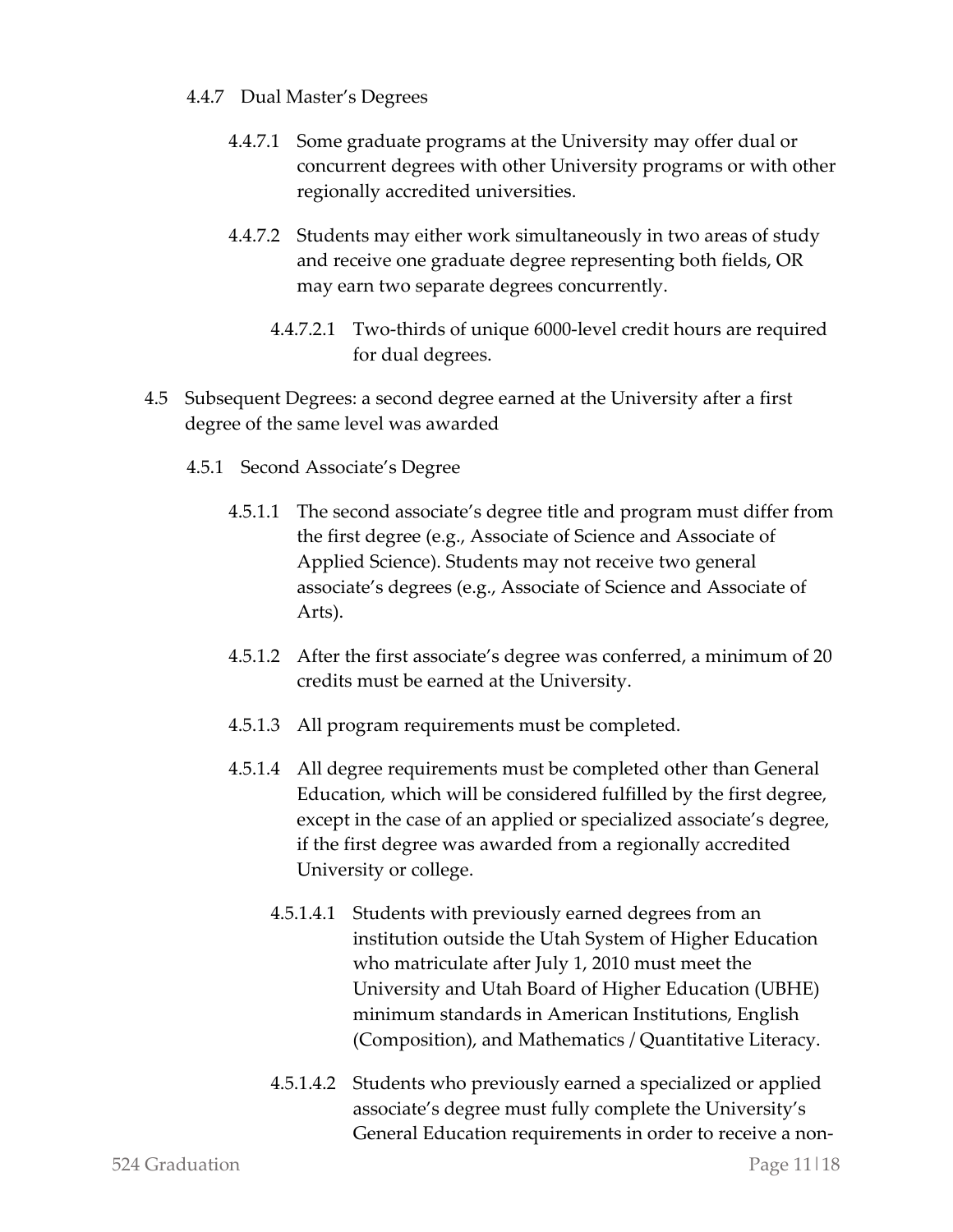4.4.7 Dual Master's Degrees

4.4.7.1 Some graduate programs at the University may offer dual or concurrent degrees with other University programs or with other regionally accredited universities.

4.4.7.2 Students may either work simultaneously in two areas of study and receive one graduate degree representing both fields, OR may earn two separate degrees concurrently.

4.4.7.2.1 Two-thirds of unique 6000-level credit hours are required for dual degrees.

4.5 Subsequent Degrees: a second degree earned at the University after a first degree of the same level was awarded

4.5.1 Second Associate's Degree

4.5.1.1 The second associate's degree title and program must differ from the first degree (e.g., Associate of Science and Associate of Applied Science). Students may not receive two general associate's degrees (e.g., Associate of Science and Associate of Arts).

4.5.1.2 After the first associate's degree was conferred, a minimum of 20 credits must be earned at the University.

4.5.1.3 All program requirements must be completed.

4.5.1.4 All degree requirements must be completed other than General Education, which will be considered fulfilled by the first degree, except in the case of an applied or specialized associate's degree, if the first degree was awarded from a regionally accredited University or college.

4.5.1.4.1 Students with previously earned degrees from an institution outside the Utah System of Higher Education who matriculate after July 1, 2010 must meet the University and Utah Board of Higher Education (UBHE) minimum standards in American Institutions, English (Composition), and Mathematics / Quantitative Literacy.

4.5.1.4.2 Students who previously earned a specialized or applied associate's degree must fully complete the University's General Education requirements in order to receive a non-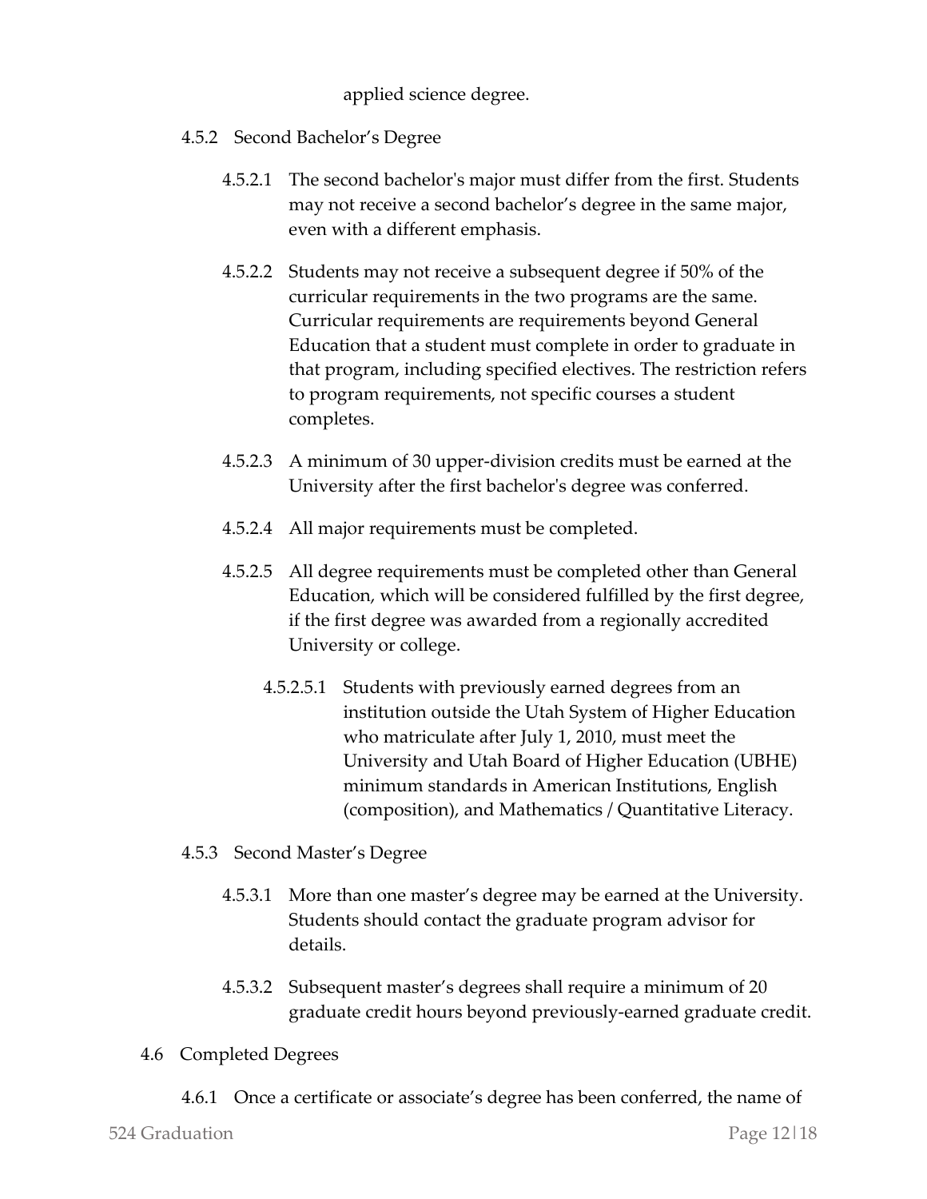applied science degree.

4.5.2 Second Bachelor's Degree

4.5.2.1 The second bachelor's major must differ from the first. Students may not receive a second bachelor's degree in the same major, even with a different emphasis.

4.5.2.2 Students may not receive a subsequent degree if 50% of the curricular requirements in the two programs are the same. Curricular requirements are requirements beyond General Education that a student must complete in order to graduate in that program, including specified electives. The restriction refers to program requirements, not specific courses a student completes.

4.5.2.3 A minimum of 30 upper-division credits must be earned at the University after the first bachelor's degree was conferred.

4.5.2.4 All major requirements must be completed.

4.5.2.5 All degree requirements must be completed other than General Education, which will be considered fulfilled by the first degree, if the first degree was awarded from a regionally accredited University or college.

4.5.2.5.1 Students with previously earned degrees from an institution outside the Utah System of Higher Education who matriculate after July 1, 2010, must meet the University and Utah Board of Higher Education (UBHE) minimum standards in American Institutions, English (composition), and Mathematics / Quantitative Literacy.

4.5.3 Second Master's Degree

4.5.3.1 More than one master's degree may be earned at the University. Students should contact the graduate program advisor for details.

4.5.3.2 Subsequent master's degrees shall require a minimum of 20 graduate credit hours beyond previously-earned graduate credit.

4.6 Completed Degrees

4.6.1 Once a certificate or associate's degree has been conferred, the name of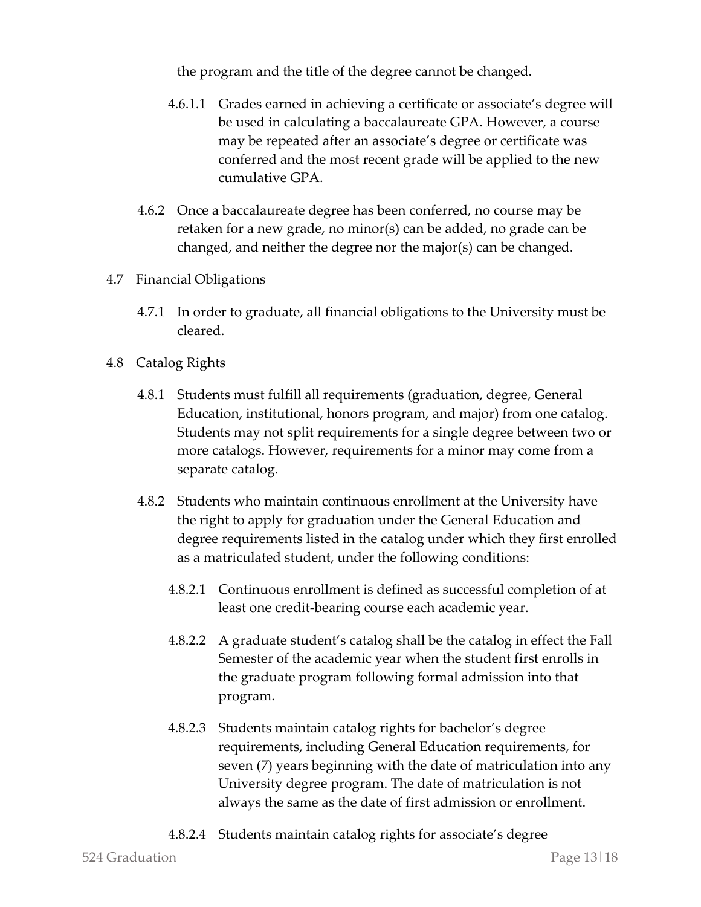the program and the title of the degree cannot be changed.

4.6.1.1 Grades earned in achieving a certificate or associate's degree will be used in calculating a baccalaureate GPA. However, a course may be repeated after an associate's degree or certificate was conferred and the most recent grade will be applied to the new cumulative GPA.

4.6.2 Once a baccalaureate degree has been conferred, no course may be retaken for a new grade, no minor(s) can be added, no grade can be changed, and neither the degree nor the major(s) can be changed.

4.7 Financial Obligations

4.7.1 In order to graduate, all financial obligations to the University must be cleared.

4.8 Catalog Rights

4.8.1 Students must fulfill all requirements (graduation, degree, General Education, institutional, honors program, and major) from one catalog. Students may not split requirements for a single degree between two or more catalogs. However, requirements for a minor may come from a separate catalog.

4.8.2 Students who maintain continuous enrollment at the University have the right to apply for graduation under the General Education and degree requirements listed in the catalog under which they first enrolled as a matriculated student, under the following conditions:

4.8.2.1 Continuous enrollment is defined as successful completion of at least one credit-bearing course each academic year.

4.8.2.2 A graduate student's catalog shall be the catalog in effect the Fall Semester of the academic year when the student first enrolls in the graduate program following formal admission into that program.

4.8.2.3 Students maintain catalog rights for bachelor's degree requirements, including General Education requirements, for seven (7) years beginning with the date of matriculation into any University degree program. The date of matriculation is not always the same as the date of first admission or enrollment.

4.8.2.4 Students maintain catalog rights for associate's degree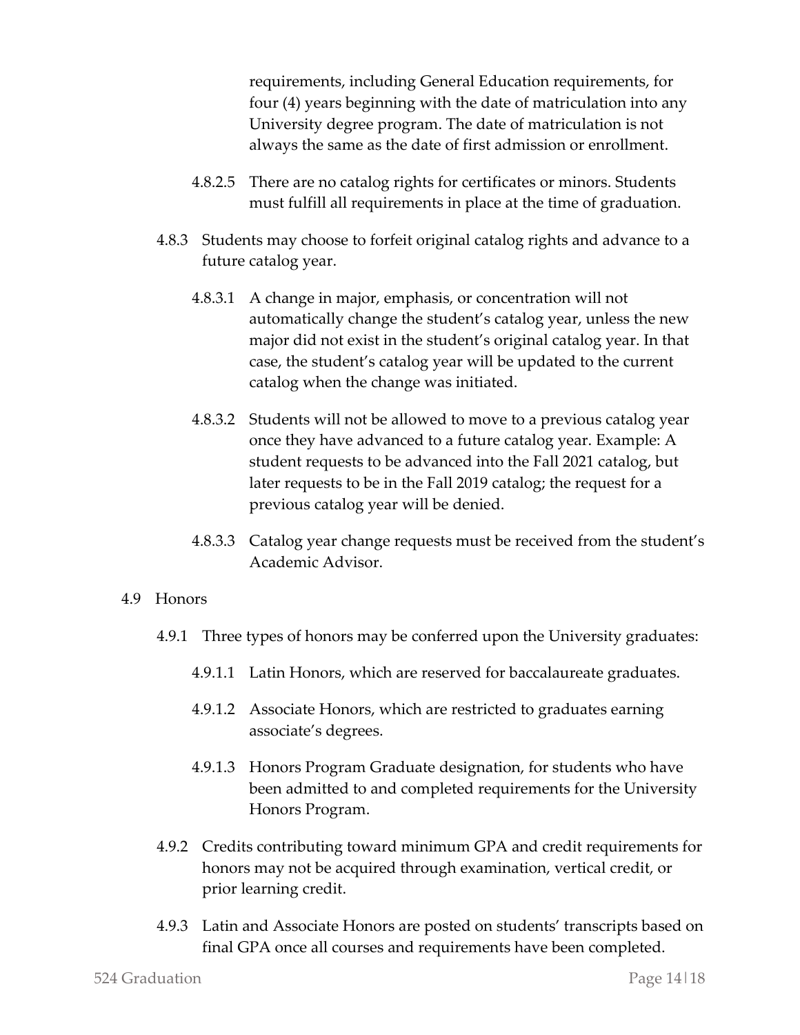requirements, including General Education requirements, for four (4) years beginning with the date of matriculation into any University degree program. The date of matriculation is not always the same as the date of first admission or enrollment.

4.8.2.5 There are no catalog rights for certificates or minors. Students must fulfill all requirements in place at the time of graduation.

4.8.3 Students may choose to forfeit original catalog rights and advance to a future catalog year.

4.8.3.1 A change in major, emphasis, or concentration will not automatically change the student's catalog year, unless the new major did not exist in the student's original catalog year. In that case, the student's catalog year will be updated to the current catalog when the change was initiated.

4.8.3.2 Students will not be allowed to move to a previous catalog year once they have advanced to a future catalog year. Example: A student requests to be advanced into the Fall 2021 catalog, but later requests to be in the Fall 2019 catalog; the request for a previous catalog year will be denied.

4.8.3.3 Catalog year change requests must be received from the student's Academic Advisor.

4.9 Honors

4.9.1 Three types of honors may be conferred upon the University graduates:

4.9.1.1 Latin Honors, which are reserved for baccalaureate graduates.

4.9.1.2 Associate Honors, which are restricted to graduates earning associate's degrees.

4.9.1.3 Honors Program Graduate designation, for students who have been admitted to and completed requirements for the University Honors Program.

4.9.2 Credits contributing toward minimum GPA and credit requirements for honors may not be acquired through examination, vertical credit, or prior learning credit.

4.9.3 Latin and Associate Honors are posted on students' transcripts based on final GPA once all courses and requirements have been completed.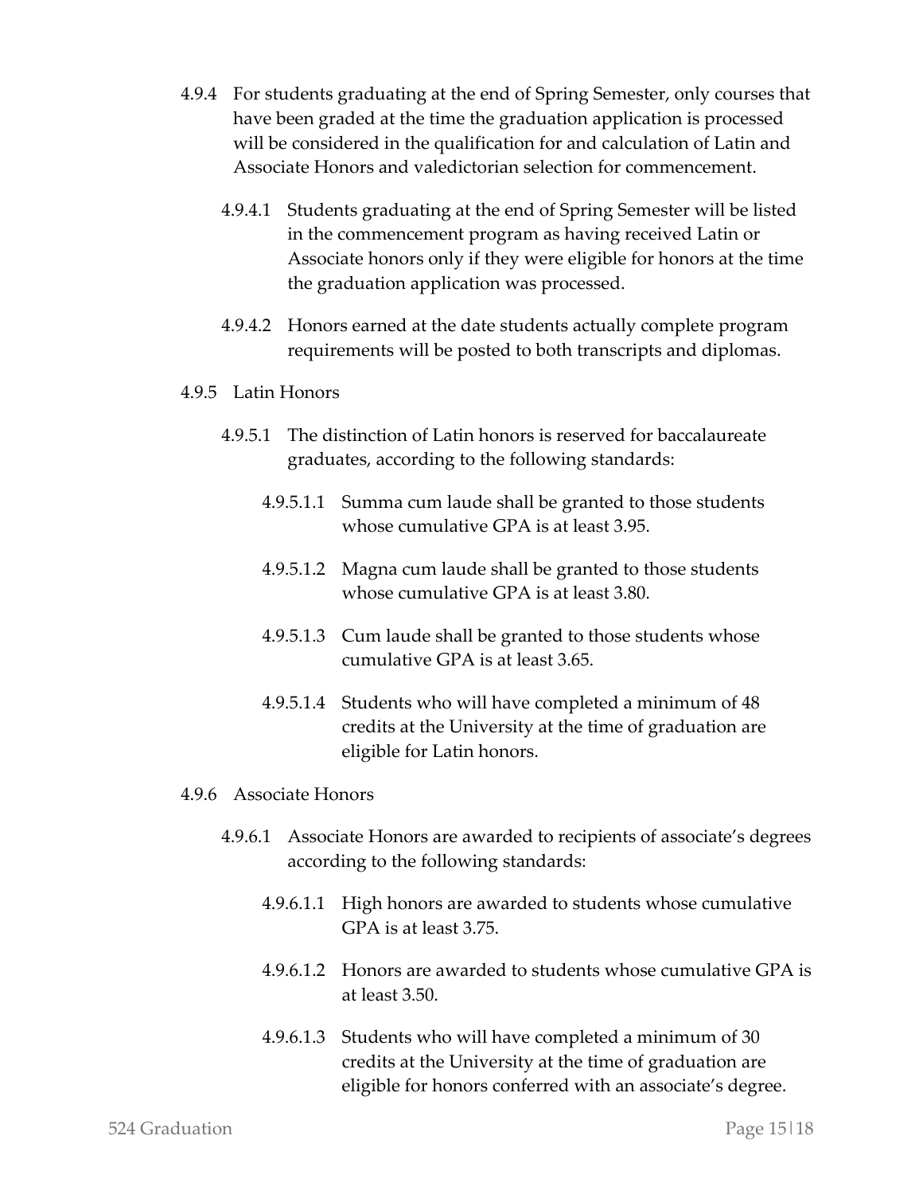4.9.4 For students graduating at the end of Spring Semester, only courses that have been graded at the time the graduation application is processed will be considered in the qualification for and calculation of Latin and Associate Honors and valedictorian selection for commencement.

4.9.4.1 Students graduating at the end of Spring Semester will be listed in the commencement program as having received Latin or Associate honors only if they were eligible for honors at the time the graduation application was processed.

4.9.4.2 Honors earned at the date students actually complete program requirements will be posted to both transcripts and diplomas.

4.9.5 Latin Honors

4.9.5.1 The distinction of Latin honors is reserved for baccalaureate graduates, according to the following standards:

4.9.5.1.1 Summa cum laude shall be granted to those students whose cumulative GPA is at least 3.95.

4.9.5.1.2 Magna cum laude shall be granted to those students whose cumulative GPA is at least 3.80.

4.9.5.1.3 Cum laude shall be granted to those students whose cumulative GPA is at least 3.65.

4.9.5.1.4 Students who will have completed a minimum of 48 credits at the University at the time of graduation are eligible for Latin honors.

4.9.6 Associate Honors

4.9.6.1 Associate Honors are awarded to recipients of associate's degrees according to the following standards:

4.9.6.1.1 High honors are awarded to students whose cumulative GPA is at least 3.75.

4.9.6.1.2 Honors are awarded to students whose cumulative GPA is at least 3.50.

4.9.6.1.3 Students who will have completed a minimum of 30 credits at the University at the time of graduation are eligible for honors conferred with an associate's degree.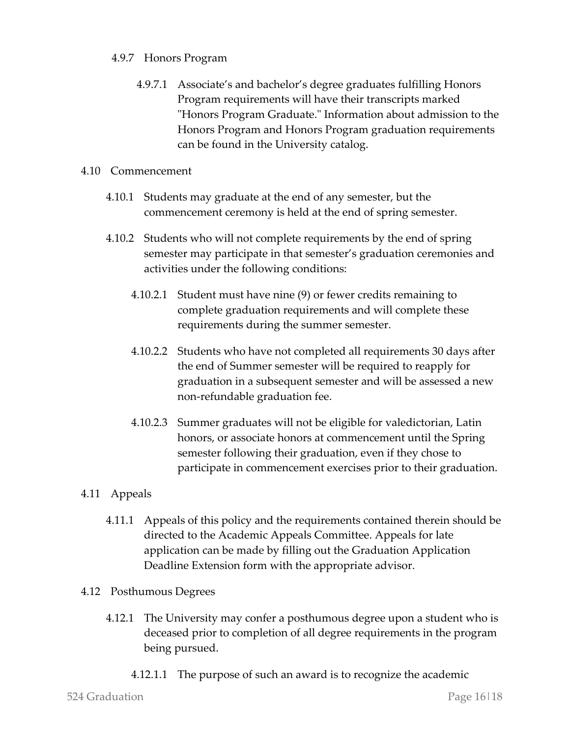4.9.7 Honors Program

4.9.7.1 Associate's and bachelor's degree graduates fulfilling Honors Program requirements will have their transcripts marked "Honors Program Graduate." Information about admission to the Honors Program and Honors Program graduation requirements can be found in the University catalog.

4.10 Commencement

4.10.1 Students may graduate at the end of any semester, but the commencement ceremony is held at the end of spring semester.

4.10.2 Students who will not complete requirements by the end of spring semester may participate in that semester's graduation ceremonies and activities under the following conditions:

4.10.2.1 Student must have nine (9) or fewer credits remaining to complete graduation requirements and will complete these requirements during the summer semester.

4.10.2.2 Students who have not completed all requirements 30 days after the end of Summer semester will be required to reapply for graduation in a subsequent semester and will be assessed a new non-refundable graduation fee.

4.10.2.3 Summer graduates will not be eligible for valedictorian, Latin honors, or associate honors at commencement until the Spring semester following their graduation, even if they chose to participate in commencement exercises prior to their graduation.

4.11 Appeals

4.11.1 Appeals of this policy and the requirements contained therein should be directed to the Academic Appeals Committee. Appeals for late application can be made by filling out the Graduation Application Deadline Extension form with the appropriate advisor.

4.12 Posthumous Degrees

4.12.1 The University may confer a posthumous degree upon a student who is deceased prior to completion of all degree requirements in the program being pursued.

4.12.1.1 The purpose of such an award is to recognize the academic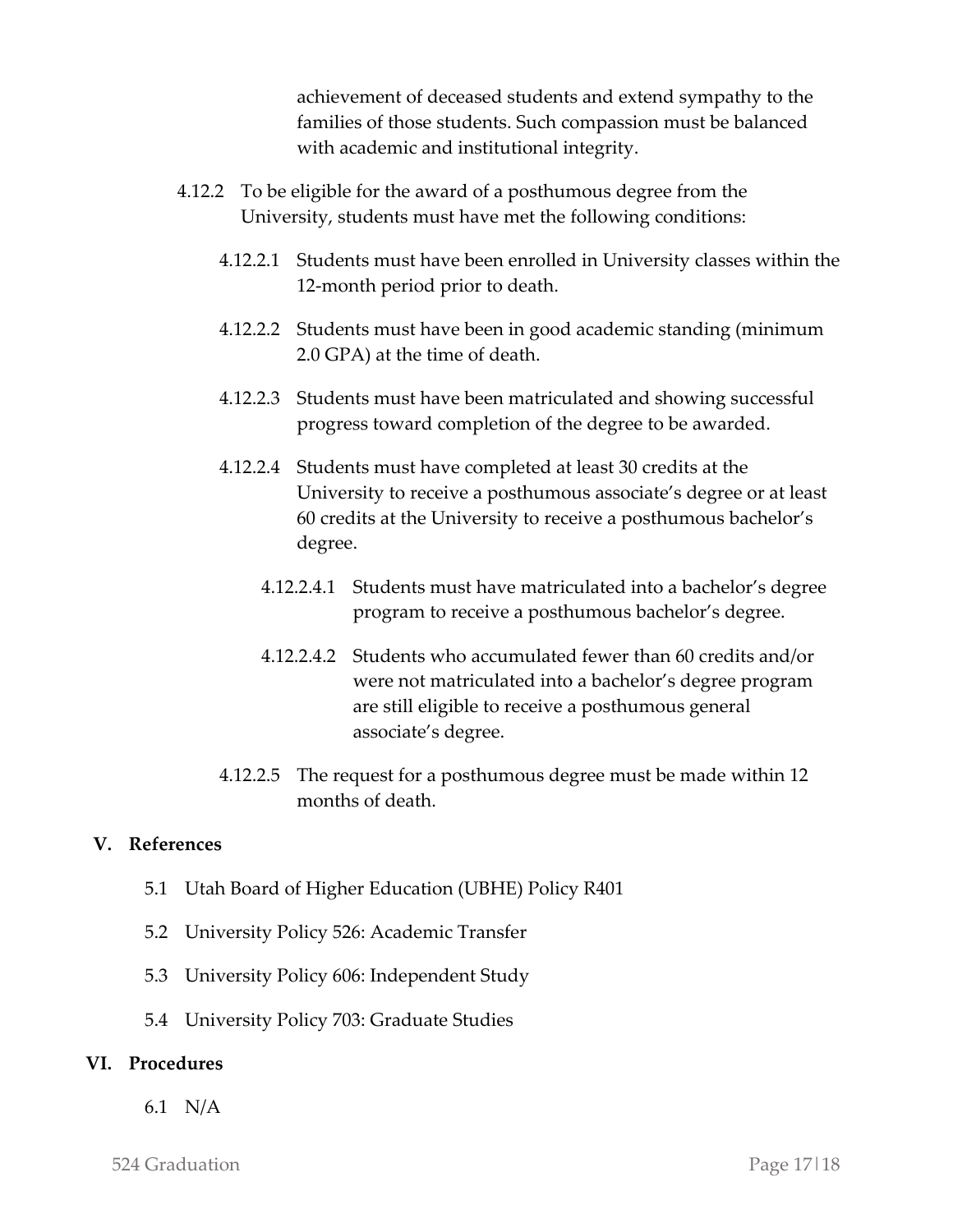achievement of deceased students and extend sympathy to the families of those students. Such compassion must be balanced with academic and institutional integrity.

4.12.2 To be eligible for the award of a posthumous degree from the University, students must have met the following conditions:

4.12.2.1 Students must have been enrolled in University classes within the 12-month period prior to death.

4.12.2.2 Students must have been in good academic standing (minimum 2.0 GPA) at the time of death.

4.12.2.3 Students must have been matriculated and showing successful progress toward completion of the degree to be awarded.

4.12.2.4 Students must have completed at least 30 credits at the University to receive a posthumous associate's degree or at least 60 credits at the University to receive a posthumous bachelor's degree.

4.12.2.4.1 Students must have matriculated into a bachelor's degree program to receive a posthumous bachelor's degree.

4.12.2.4.2 Students who accumulated fewer than 60 credits and/or were not matriculated into a bachelor's degree program are still eligible to receive a posthumous general associate's degree.

4.12.2.5 The request for a posthumous degree must be made within 12 months of death.

## V. References

5.1 Utah Board of Higher Education (UBHE) Policy R401

5.2 University Policy 526: Academic Transfer

5.3 University Policy 606: Independent Study

5.4 University Policy 703: Graduate Studies

## VI. Procedures

6.1 N/A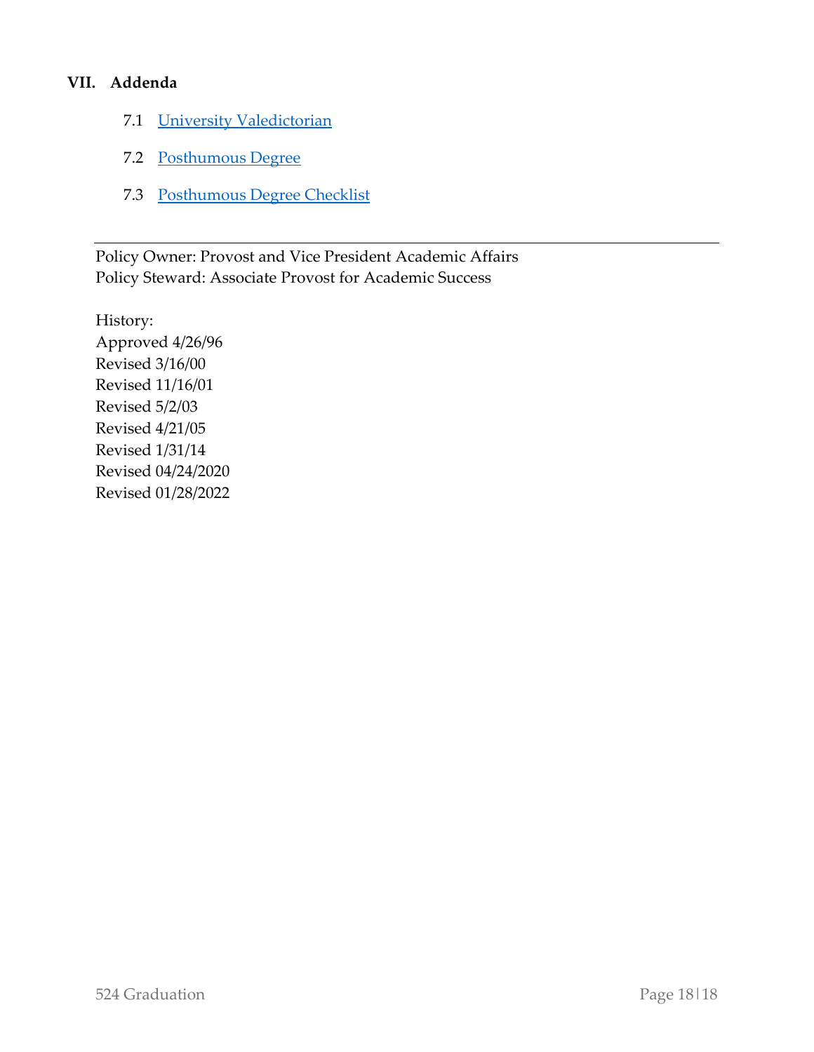## VII. Addenda

7.1 University Valedictorian

7.2 Posthumous Degree

7.3 Posthumous Degree Checklist

---

Policy Owner: Provost and Vice President Academic Affairs
Policy Steward: Associate Provost for Academic Success

History:
Approved 4/26/96
Revised 3/16/00
Revised 11/16/01
Revised 5/2/03
Revised 4/21/05
Revised 1/31/14
Revised 04/24/2020
Revised 01/28/2022